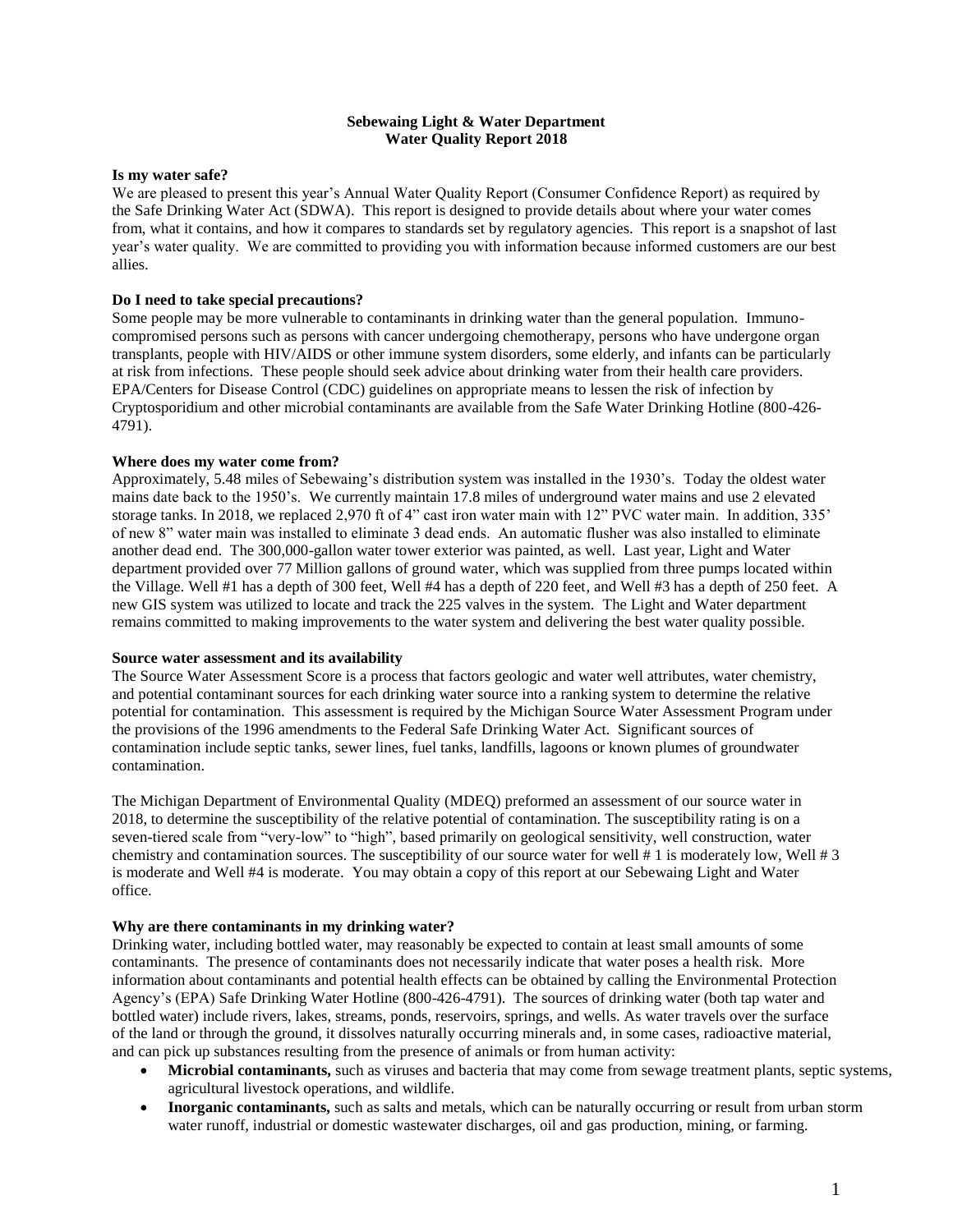# Sebewaing Light & Water Department
## Water Quality Report 2018

**Is my water safe?**

We are pleased to present this year's Annual Water Quality Report (Consumer Confidence Report) as required by the Safe Drinking Water Act (SDWA). This report is designed to provide details about where your water comes from, what it contains, and how it compares to standards set by regulatory agencies. This report is a snapshot of last year's water quality. We are committed to providing you with information because informed customers are our best allies.

**Do I need to take special precautions?**

Some people may be more vulnerable to contaminants in drinking water than the general population. Immuno-compromised persons such as persons with cancer undergoing chemotherapy, persons who have undergone organ transplants, people with HIV/AIDS or other immune system disorders, some elderly, and infants can be particularly at risk from infections. These people should seek advice about drinking water from their health care providers. EPA/Centers for Disease Control (CDC) guidelines on appropriate means to lessen the risk of infection by Cryptosporidium and other microbial contaminants are available from the Safe Water Drinking Hotline (800-426-4791).

**Where does my water come from?**

Approximately, 5.48 miles of Sebewaing's distribution system was installed in the 1930's. Today the oldest water mains date back to the 1950's. We currently maintain 17.8 miles of underground water mains and use 2 elevated storage tanks. In 2018, we replaced 2,970 ft of 4" cast iron water main with 12" PVC water main. In addition, 335' of new 8" water main was installed to eliminate 3 dead ends. An automatic flusher was also installed to eliminate another dead end. The 300,000-gallon water tower exterior was painted, as well. Last year, Light and Water department provided over 77 Million gallons of ground water, which was supplied from three pumps located within the Village. Well #1 has a depth of 300 feet, Well #4 has a depth of 220 feet, and Well #3 has a depth of 250 feet. A new GIS system was utilized to locate and track the 225 valves in the system. The Light and Water department remains committed to making improvements to the water system and delivering the best water quality possible.

**Source water assessment and its availability**

The Source Water Assessment Score is a process that factors geologic and water well attributes, water chemistry, and potential contaminant sources for each drinking water source into a ranking system to determine the relative potential for contamination. This assessment is required by the Michigan Source Water Assessment Program under the provisions of the 1996 amendments to the Federal Safe Drinking Water Act. Significant sources of contamination include septic tanks, sewer lines, fuel tanks, landfills, lagoons or known plumes of groundwater contamination.

The Michigan Department of Environmental Quality (MDEQ) preformed an assessment of our source water in 2018, to determine the susceptibility of the relative potential of contamination. The susceptibility rating is on a seven-tiered scale from "very-low" to "high", based primarily on geological sensitivity, well construction, water chemistry and contamination sources. The susceptibility of our source water for well # 1 is moderately low, Well # 3 is moderate and Well #4 is moderate. You may obtain a copy of this report at our Sebewaing Light and Water office.

**Why are there contaminants in my drinking water?**

Drinking water, including bottled water, may reasonably be expected to contain at least small amounts of some contaminants. The presence of contaminants does not necessarily indicate that water poses a health risk. More information about contaminants and potential health effects can be obtained by calling the Environmental Protection Agency's (EPA) Safe Drinking Water Hotline (800-426-4791). The sources of drinking water (both tap water and bottled water) include rivers, lakes, streams, ponds, reservoirs, springs, and wells. As water travels over the surface of the land or through the ground, it dissolves naturally occurring minerals and, in some cases, radioactive material, and can pick up substances resulting from the presence of animals or from human activity:

- **Microbial contaminants,** such as viruses and bacteria that may come from sewage treatment plants, septic systems, agricultural livestock operations, and wildlife.
- **Inorganic contaminants,** such as salts and metals, which can be naturally occurring or result from urban storm water runoff, industrial or domestic wastewater discharges, oil and gas production, mining, or farming.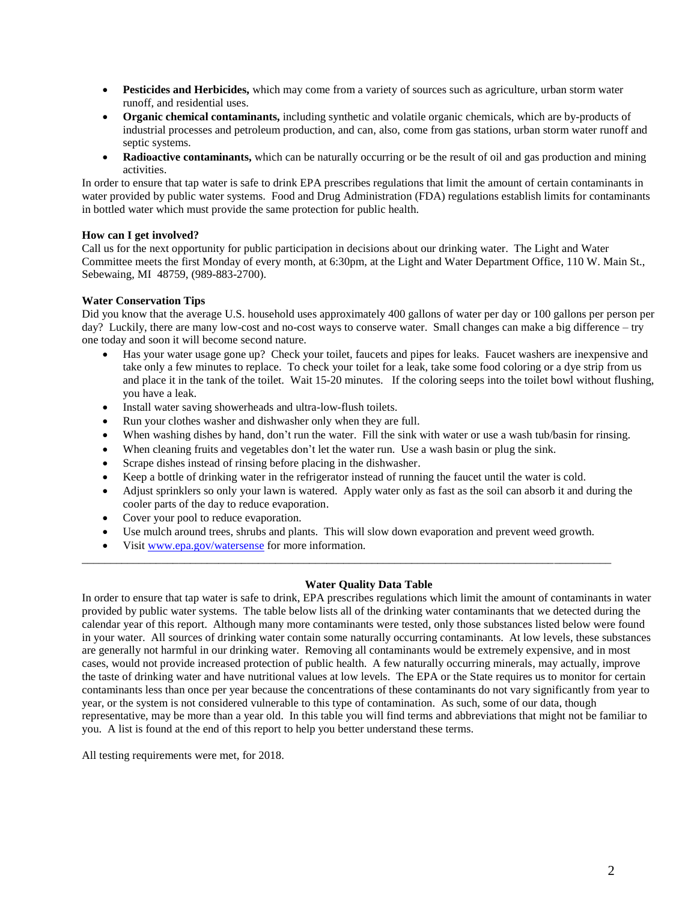- **Pesticides and Herbicides,** which may come from a variety of sources such as agriculture, urban storm water runoff, and residential uses.
- **Organic chemical contaminants,** including synthetic and volatile organic chemicals, which are by-products of industrial processes and petroleum production, and can, also, come from gas stations, urban storm water runoff and septic systems.
- **Radioactive contaminants,** which can be naturally occurring or be the result of oil and gas production and mining activities.

In order to ensure that tap water is safe to drink EPA prescribes regulations that limit the amount of certain contaminants in water provided by public water systems. Food and Drug Administration (FDA) regulations establish limits for contaminants in bottled water which must provide the same protection for public health.

**How can I get involved?**

Call us for the next opportunity for public participation in decisions about our drinking water. The Light and Water Committee meets the first Monday of every month, at 6:30pm, at the Light and Water Department Office, 110 W. Main St., Sebewaing, MI 48759, (989-883-2700).

**Water Conservation Tips**

Did you know that the average U.S. household uses approximately 400 gallons of water per day or 100 gallons per person per day? Luckily, there are many low-cost and no-cost ways to conserve water. Small changes can make a big difference – try one today and soon it will become second nature.

- Has your water usage gone up? Check your toilet, faucets and pipes for leaks. Faucet washers are inexpensive and take only a few minutes to replace. To check your toilet for a leak, take some food coloring or a dye strip from us and place it in the tank of the toilet. Wait 15-20 minutes. If the coloring seeps into the toilet bowl without flushing, you have a leak.
- Install water saving showerheads and ultra-low-flush toilets.
- Run your clothes washer and dishwasher only when they are full.
- When washing dishes by hand, don't run the water. Fill the sink with water or use a wash tub/basin for rinsing.
- When cleaning fruits and vegetables don't let the water run. Use a wash basin or plug the sink.
- Scrape dishes instead of rinsing before placing in the dishwasher.
- Keep a bottle of drinking water in the refrigerator instead of running the faucet until the water is cold.
- Adjust sprinklers so only your lawn is watered. Apply water only as fast as the soil can absorb it and during the cooler parts of the day to reduce evaporation.
- Cover your pool to reduce evaporation.
- Use mulch around trees, shrubs and plants. This will slow down evaporation and prevent weed growth.
- Visit [www.epa.gov/watersense](www.epa.gov/watersense) for more information.

---

**Water Quality Data Table**

In order to ensure that tap water is safe to drink, EPA prescribes regulations which limit the amount of contaminants in water provided by public water systems. The table below lists all of the drinking water contaminants that we detected during the calendar year of this report. Although many more contaminants were tested, only those substances listed below were found in your water. All sources of drinking water contain some naturally occurring contaminants. At low levels, these substances are generally not harmful in our drinking water. Removing all contaminants would be extremely expensive, and in most cases, would not provide increased protection of public health. A few naturally occurring minerals, may actually, improve the taste of drinking water and have nutritional values at low levels. The EPA or the State requires us to monitor for certain contaminants less than once per year because the concentrations of these contaminants do not vary significantly from year to year, or the system is not considered vulnerable to this type of contamination. As such, some of our data, though representative, may be more than a year old. In this table you will find terms and abbreviations that might not be familiar to you. A list is found at the end of this report to help you better understand these terms.

All testing requirements were met, for 2018.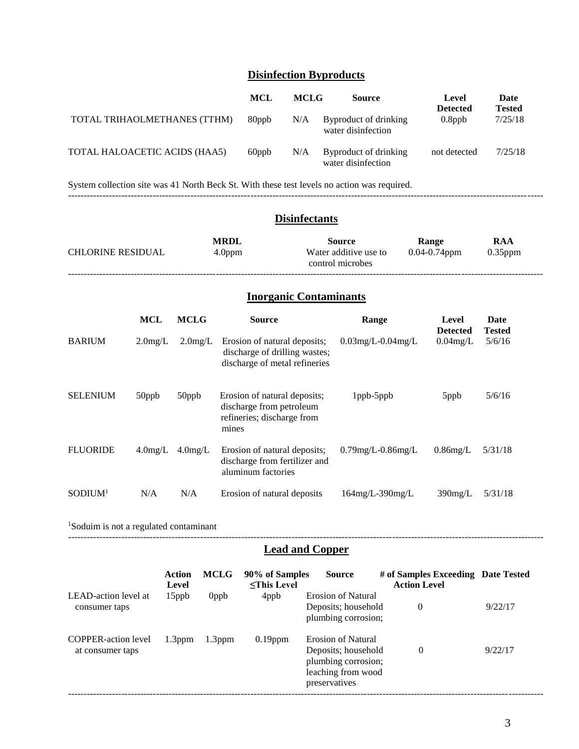## Disinfection Byproducts

| | MCL | MCLG | Source | Level Detected | Date Tested |
|---|---|---|---|---|---|
| TOTAL TRIHAOLMETHANES (TTHM) | 80ppb | N/A | Byproduct of drinking water disinfection | 0.8ppb | 7/25/18 |
| TOTAL HALOACETIC ACIDS (HAA5) | 60ppb | N/A | Byproduct of drinking water disinfection | not detected | 7/25/18 |

System collection site was 41 North Beck St. With these test levels no action was required.

---

## Disinfectants

| | MRDL | Source | Range | RAA |
|---|---|---|---|---|
| CHLORINE RESIDUAL | 4.0ppm | Water additive use to control microbes | 0.04-0.74ppm | 0.35ppm |

---

## Inorganic Contaminants

| | MCL | MCLG | Source | Range | Level Detected | Date Tested |
|---|---|---|---|---|---|---|
| BARIUM | 2.0mg/L | 2.0mg/L | Erosion of natural deposits; discharge of drilling wastes; discharge of metal refineries | 0.03mg/L-0.04mg/L | 0.04mg/L | 5/6/16 |
| SELENIUM | 50ppb | 50ppb | Erosion of natural deposits; discharge from petroleum refineries; discharge from mines | 1ppb-5ppb | 5ppb | 5/6/16 |
| FLUORIDE | 4.0mg/L | 4.0mg/L | Erosion of natural deposits; discharge from fertilizer and aluminum factories | 0.79mg/L-0.86mg/L | 0.86mg/L | 5/31/18 |
| SODIUM[1] | N/A | N/A | Erosion of natural deposits | 164mg/L-390mg/L | 390mg/L | 5/31/18 |

[1]Soduim is not a regulated contaminant

---

## Lead and Copper

| | Action Level | MCLG | 90% of Samples ≤This Level | Source | # of Samples Exceeding Action Level | Date Tested |
|---|---|---|---|---|---|---|
| LEAD-action level at consumer taps | 15ppb | 0ppb | 4ppb | Erosion of Natural Deposits; household plumbing corrosion; | 0 | 9/22/17 |
| COPPER-action level at consumer taps | 1.3ppm | 1.3ppm | 0.19ppm | Erosion of Natural Deposits; household plumbing corrosion; leaching from wood preservatives | 0 | 9/22/17 |

---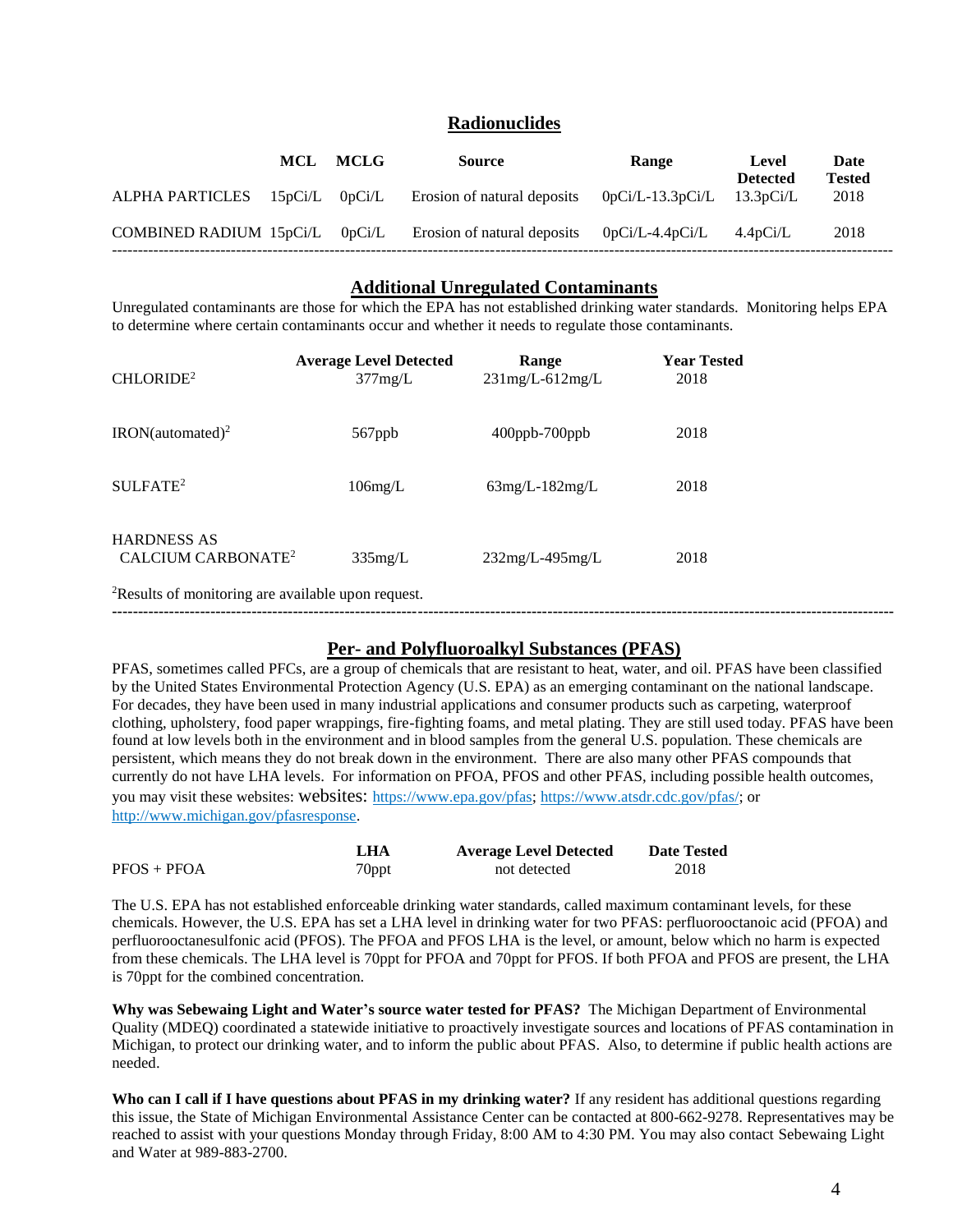## Radionuclides

| | MCL | MCLG | Source | Range | Level Detected | Date Tested |
|---|---|---|---|---|---|---|
| ALPHA PARTICLES | 15pCi/L | 0pCi/L | Erosion of natural deposits | 0pCi/L-13.3pCi/L | 13.3pCi/L | 2018 |
| COMBINED RADIUM | 15pCi/L | 0pCi/L | Erosion of natural deposits | 0pCi/L-4.4pCi/L | 4.4pCi/L | 2018 |

---

## Additional Unregulated Contaminants

Unregulated contaminants are those for which the EPA has not established drinking water standards. Monitoring helps EPA to determine where certain contaminants occur and whether it needs to regulate those contaminants.

| | Average Level Detected | Range | Year Tested |
|---|---|---|---|
| CHLORIDE[2] | 377mg/L | 231mg/L-612mg/L | 2018 |
| IRON(automated)[2] | 567ppb | 400ppb-700ppb | 2018 |
| SULFATE[2] | 106mg/L | 63mg/L-182mg/L | 2018 |
| HARDNESS AS CALCIUM CARBONATE[2] | 335mg/L | 232mg/L-495mg/L | 2018 |

[2]Results of monitoring are available upon request.

---

## Per- and Polyfluoroalkyl Substances (PFAS)

PFAS, sometimes called PFCs, are a group of chemicals that are resistant to heat, water, and oil. PFAS have been classified by the United States Environmental Protection Agency (U.S. EPA) as an emerging contaminant on the national landscape. For decades, they have been used in many industrial applications and consumer products such as carpeting, waterproof clothing, upholstery, food paper wrappings, fire-fighting foams, and metal plating. They are still used today. PFAS have been found at low levels both in the environment and in blood samples from the general U.S. population. These chemicals are persistent, which means they do not break down in the environment. There are also many other PFAS compounds that currently do not have LHA levels. For information on PFOA, PFOS and other PFAS, including possible health outcomes, you may visit these websites: websites: https://www.epa.gov/pfas; https://www.atsdr.cdc.gov/pfas/; or http://www.michigan.gov/pfasresponse.

| | LHA | Average Level Detected | Date Tested |
|---|---|---|---|
| PFOS + PFOA | 70ppt | not detected | 2018 |

The U.S. EPA has not established enforceable drinking water standards, called maximum contaminant levels, for these chemicals. However, the U.S. EPA has set a LHA level in drinking water for two PFAS: perfluorooctanoic acid (PFOA) and perfluorooctanesulfonic acid (PFOS). The PFOA and PFOS LHA is the level, or amount, below which no harm is expected from these chemicals. The LHA level is 70ppt for PFOA and 70ppt for PFOS. If both PFOA and PFOS are present, the LHA is 70ppt for the combined concentration.

**Why was Sebewaing Light and Water's source water tested for PFAS?** The Michigan Department of Environmental Quality (MDEQ) coordinated a statewide initiative to proactively investigate sources and locations of PFAS contamination in Michigan, to protect our drinking water, and to inform the public about PFAS. Also, to determine if public health actions are needed.

**Who can I call if I have questions about PFAS in my drinking water?** If any resident has additional questions regarding this issue, the State of Michigan Environmental Assistance Center can be contacted at 800-662-9278. Representatives may be reached to assist with your questions Monday through Friday, 8:00 AM to 4:30 PM. You may also contact Sebewaing Light and Water at 989-883-2700.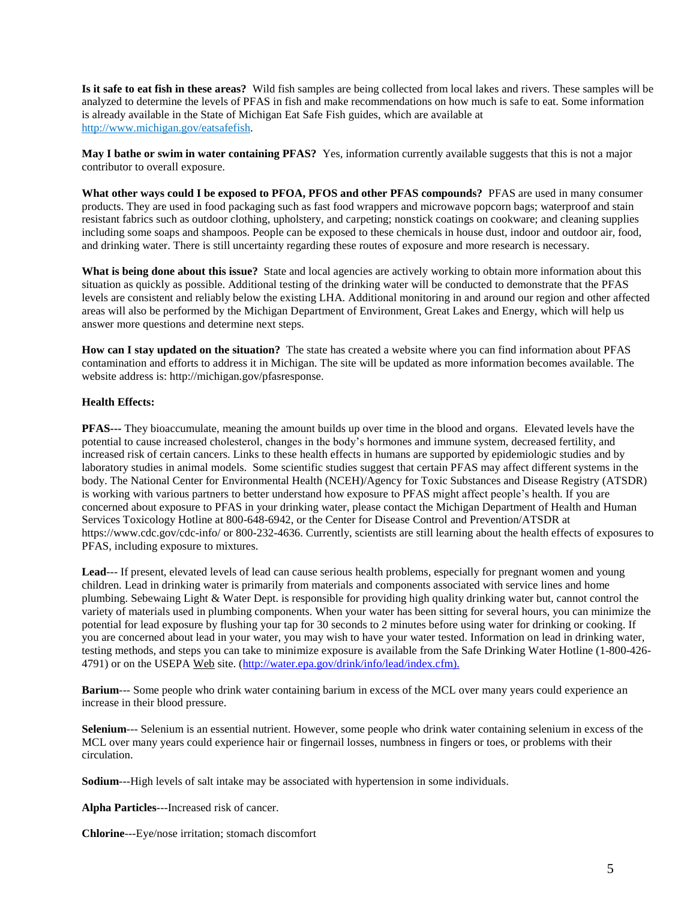**Is it safe to eat fish in these areas?** Wild fish samples are being collected from local lakes and rivers. These samples will be analyzed to determine the levels of PFAS in fish and make recommendations on how much is safe to eat. Some information is already available in the State of Michigan Eat Safe Fish guides, which are available at http://www.michigan.gov/eatsafefish.

**May I bathe or swim in water containing PFAS?** Yes, information currently available suggests that this is not a major contributor to overall exposure.

**What other ways could I be exposed to PFOA, PFOS and other PFAS compounds?** PFAS are used in many consumer products. They are used in food packaging such as fast food wrappers and microwave popcorn bags; waterproof and stain resistant fabrics such as outdoor clothing, upholstery, and carpeting; nonstick coatings on cookware; and cleaning supplies including some soaps and shampoos. People can be exposed to these chemicals in house dust, indoor and outdoor air, food, and drinking water. There is still uncertainty regarding these routes of exposure and more research is necessary.

**What is being done about this issue?** State and local agencies are actively working to obtain more information about this situation as quickly as possible. Additional testing of the drinking water will be conducted to demonstrate that the PFAS levels are consistent and reliably below the existing LHA. Additional monitoring in and around our region and other affected areas will also be performed by the Michigan Department of Environment, Great Lakes and Energy, which will help us answer more questions and determine next steps.

**How can I stay updated on the situation?** The state has created a website where you can find information about PFAS contamination and efforts to address it in Michigan. The site will be updated as more information becomes available. The website address is: http://michigan.gov/pfasresponse.

**Health Effects:**

**PFAS---** They bioaccumulate, meaning the amount builds up over time in the blood and organs. Elevated levels have the potential to cause increased cholesterol, changes in the body's hormones and immune system, decreased fertility, and increased risk of certain cancers. Links to these health effects in humans are supported by epidemiologic studies and by laboratory studies in animal models. Some scientific studies suggest that certain PFAS may affect different systems in the body. The National Center for Environmental Health (NCEH)/Agency for Toxic Substances and Disease Registry (ATSDR) is working with various partners to better understand how exposure to PFAS might affect people's health. If you are concerned about exposure to PFAS in your drinking water, please contact the Michigan Department of Health and Human Services Toxicology Hotline at 800-648-6942, or the Center for Disease Control and Prevention/ATSDR at https://www.cdc.gov/cdc-info/ or 800-232-4636. Currently, scientists are still learning about the health effects of exposures to PFAS, including exposure to mixtures.

**Lead**--- If present, elevated levels of lead can cause serious health problems, especially for pregnant women and young children. Lead in drinking water is primarily from materials and components associated with service lines and home plumbing. Sebewaing Light & Water Dept. is responsible for providing high quality drinking water but, cannot control the variety of materials used in plumbing components. When your water has been sitting for several hours, you can minimize the potential for lead exposure by flushing your tap for 30 seconds to 2 minutes before using water for drinking or cooking. If you are concerned about lead in your water, you may wish to have your water tested. Information on lead in drinking water, testing methods, and steps you can take to minimize exposure is available from the Safe Drinking Water Hotline (1-800-426-4791) or on the USEPA Web site. (http://water.epa.gov/drink/info/lead/index.cfm).

**Barium**--- Some people who drink water containing barium in excess of the MCL over many years could experience an increase in their blood pressure.

**Selenium**--- Selenium is an essential nutrient. However, some people who drink water containing selenium in excess of the MCL over many years could experience hair or fingernail losses, numbness in fingers or toes, or problems with their circulation.

**Sodium**---High levels of salt intake may be associated with hypertension in some individuals.

**Alpha Particles**---Increased risk of cancer.

**Chlorine**---Eye/nose irritation; stomach discomfort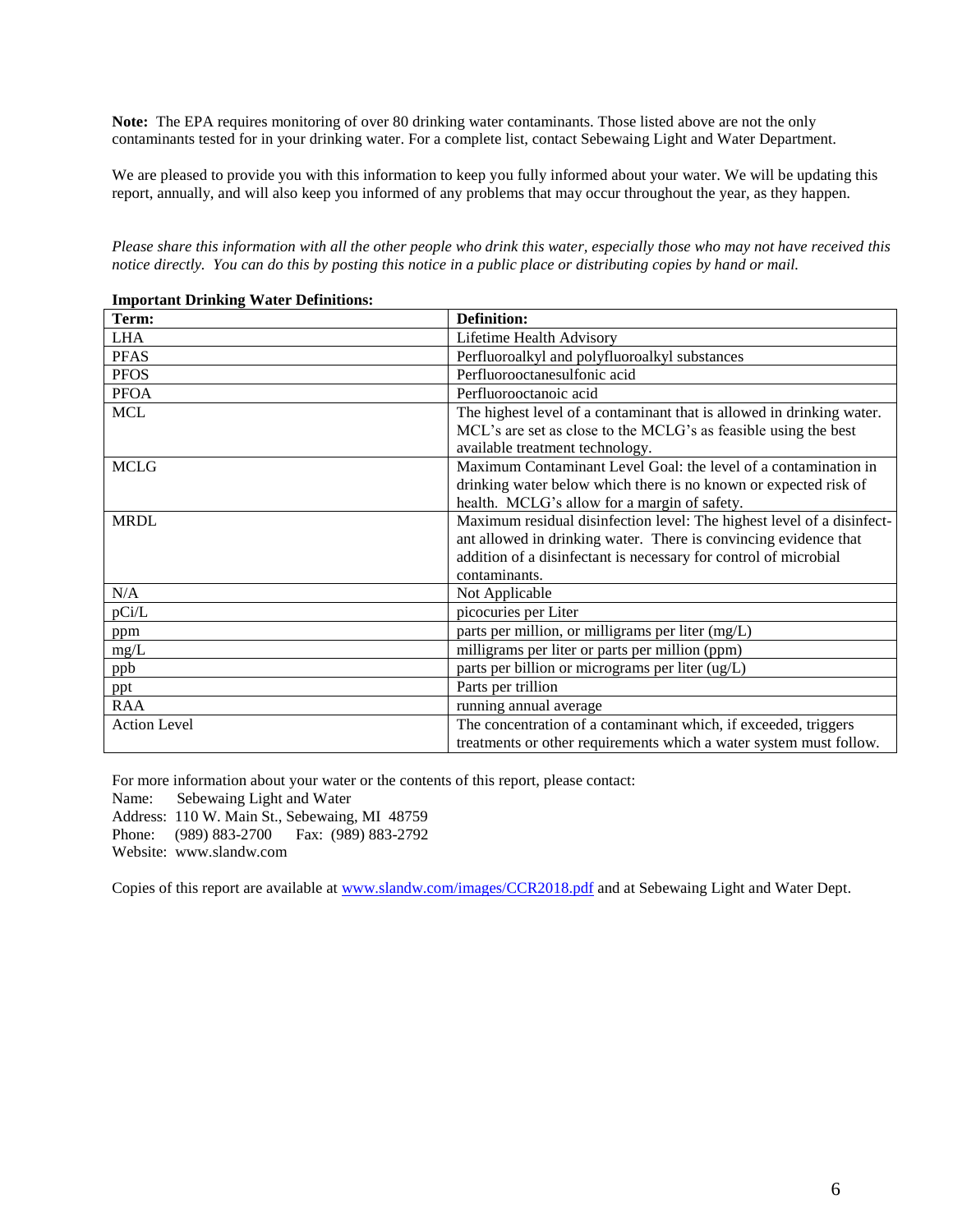**Note:** The EPA requires monitoring of over 80 drinking water contaminants. Those listed above are not the only contaminants tested for in your drinking water. For a complete list, contact Sebewaing Light and Water Department.

We are pleased to provide you with this information to keep you fully informed about your water. We will be updating this report, annually, and will also keep you informed of any problems that may occur throughout the year, as they happen.

*Please share this information with all the other people who drink this water, especially those who may not have received this notice directly. You can do this by posting this notice in a public place or distributing copies by hand or mail.*

**Important Drinking Water Definitions:**

| Term: | Definition: |
|---|---|
| LHA | Lifetime Health Advisory |
| PFAS | Perfluoroalkyl and polyfluoroalkyl substances |
| PFOS | Perfluorooctanesulfonic acid |
| PFOA | Perfluorooctanoic acid |
| MCL | The highest level of a contaminant that is allowed in drinking water. MCL's are set as close to the MCLG's as feasible using the best available treatment technology. |
| MCLG | Maximum Contaminant Level Goal: the level of a contamination in drinking water below which there is no known or expected risk of health. MCLG's allow for a margin of safety. |
| MRDL | Maximum residual disinfection level: The highest level of a disinfect-ant allowed in drinking water. There is convincing evidence that addition of a disinfectant is necessary for control of microbial contaminants. |
| N/A | Not Applicable |
| pCi/L | picocuries per Liter |
| ppm | parts per million, or milligrams per liter (mg/L) |
| mg/L | milligrams per liter or parts per million (ppm) |
| ppb | parts per billion or micrograms per liter (ug/L) |
| ppt | Parts per trillion |
| RAA | running annual average |
| Action Level | The concentration of a contaminant which, if exceeded, triggers treatments or other requirements which a water system must follow. |

For more information about your water or the contents of this report, please contact:
Name: Sebewaing Light and Water
Address: 110 W. Main St., Sebewaing, MI 48759
Phone: (989) 883-2700 Fax: (989) 883-2792
Website: www.slandw.com

Copies of this report are available at www.slandw.com/images/CCR2018.pdf and at Sebewaing Light and Water Dept.